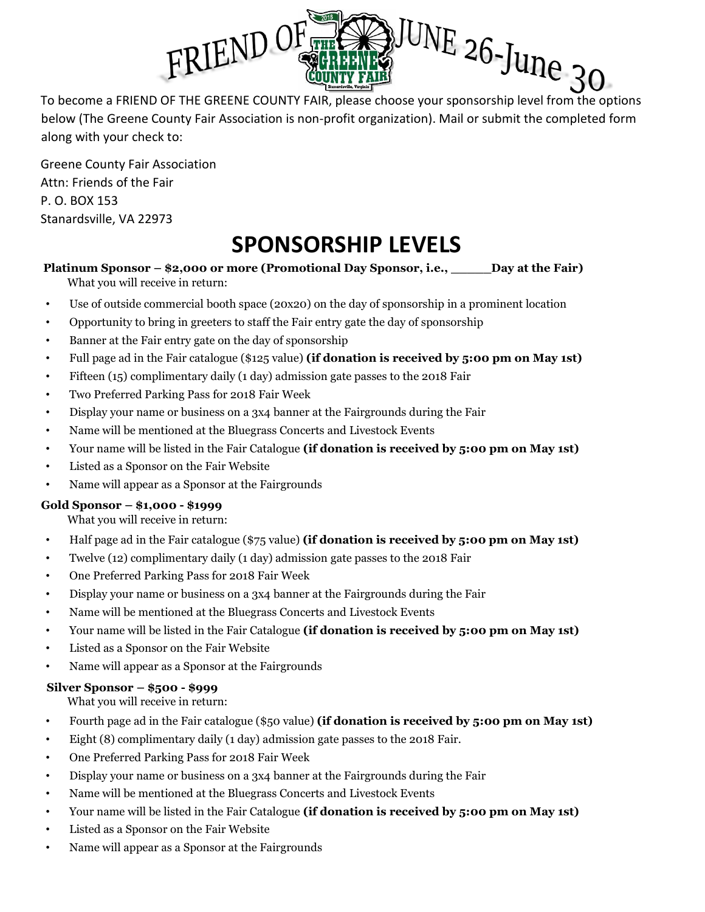# FRIEND OF THE GREENE COUNTY FAIR JUNE 26-June 30

To become a FRIEND OF THE GREENE COUNTY FAIR, please choose your sponsorship level from the options below (The Greene County Fair Association is non-profit organization). Mail or submit the completed form along with your check to:

Greene County Fair Association
Attn: Friends of the Fair
P. O. BOX 153
Stanardsville, VA 22973

## SPONSORSHIP LEVELS

**Platinum Sponsor – $2,000 or more (Promotional Day Sponsor, i.e., _____Day at the Fair)**

What you will receive in return:

- Use of outside commercial booth space (20x20) on the day of sponsorship in a prominent location
- Opportunity to bring in greeters to staff the Fair entry gate the day of sponsorship
- Banner at the Fair entry gate on the day of sponsorship
- Full page ad in the Fair catalogue ($125 value) **(if donation is received by 5:00 pm on May 1st)**
- Fifteen (15) complimentary daily (1 day) admission gate passes to the 2018 Fair
- Two Preferred Parking Pass for 2018 Fair Week
- Display your name or business on a 3x4 banner at the Fairgrounds during the Fair
- Name will be mentioned at the Bluegrass Concerts and Livestock Events
- Your name will be listed in the Fair Catalogue **(if donation is received by 5:00 pm on May 1st)**
- Listed as a Sponsor on the Fair Website
- Name will appear as a Sponsor at the Fairgrounds

**Gold Sponsor – $1,000 - $1999**

What you will receive in return:

- Half page ad in the Fair catalogue ($75 value) **(if donation is received by 5:00 pm on May 1st)**
- Twelve (12) complimentary daily (1 day) admission gate passes to the 2018 Fair
- One Preferred Parking Pass for 2018 Fair Week
- Display your name or business on a 3x4 banner at the Fairgrounds during the Fair
- Name will be mentioned at the Bluegrass Concerts and Livestock Events
- Your name will be listed in the Fair Catalogue **(if donation is received by 5:00 pm on May 1st)**
- Listed as a Sponsor on the Fair Website
- Name will appear as a Sponsor at the Fairgrounds

**Silver Sponsor – $500 - $999**

What you will receive in return:

- Fourth page ad in the Fair catalogue ($50 value) **(if donation is received by 5:00 pm on May 1st)**
- Eight (8) complimentary daily (1 day) admission gate passes to the 2018 Fair.
- One Preferred Parking Pass for 2018 Fair Week
- Display your name or business on a 3x4 banner at the Fairgrounds during the Fair
- Name will be mentioned at the Bluegrass Concerts and Livestock Events
- Your name will be listed in the Fair Catalogue **(if donation is received by 5:00 pm on May 1st)**
- Listed as a Sponsor on the Fair Website
- Name will appear as a Sponsor at the Fairgrounds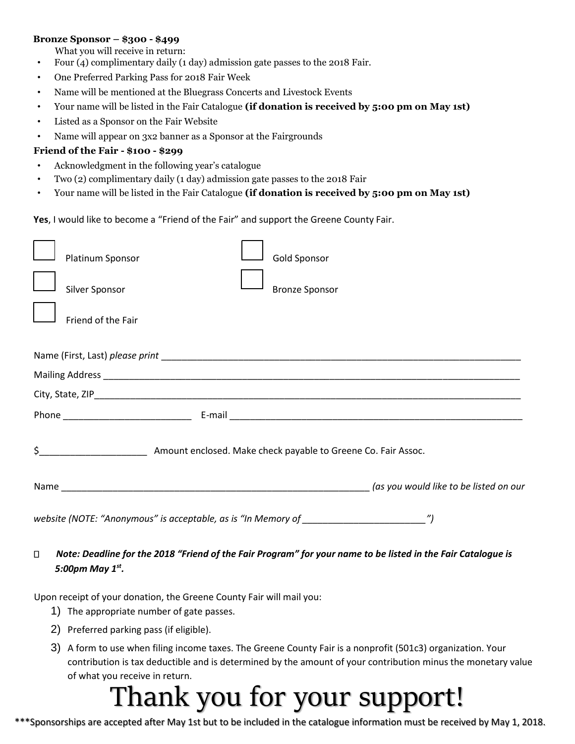**Bronze Sponsor – $300 - $499**

What you will receive in return:

- Four (4) complimentary daily (1 day) admission gate passes to the 2018 Fair.
- One Preferred Parking Pass for 2018 Fair Week
- Name will be mentioned at the Bluegrass Concerts and Livestock Events
- Your name will be listed in the Fair Catalogue **(if donation is received by 5:00 pm on May 1st)**
- Listed as a Sponsor on the Fair Website
- Name will appear on 3x2 banner as a Sponsor at the Fairgrounds

**Friend of the Fair - $100 - $299**

- Acknowledgment in the following year's catalogue
- Two (2) complimentary daily (1 day) admission gate passes to the 2018 Fair
- Your name will be listed in the Fair Catalogue **(if donation is received by 5:00 pm on May 1st)**

**Yes**, I would like to become a "Friend of the Fair" and support the Greene County Fair.

☐ Platinum Sponsor ☐ Gold Sponsor

☐ Silver Sponsor ☐ Bronze Sponsor

☐ Friend of the Fair

Name (First, Last) *please print* ______________________________________________

Mailing Address ______________________________________________

City, State, ZIP______________________________________________

Phone ________________________ E-mail ______________________________________________

$____________________ Amount enclosed. Make check payable to Greene Co. Fair Assoc.

Name ____________________________________________ *(as you would like to be listed on our website (NOTE: "Anonymous" is acceptable, as is "In Memory of ______________________")*

- ***Note: Deadline for the 2018 "Friend of the Fair Program" for your name to be listed in the Fair Catalogue is 5:00pm May 1st.***

Upon receipt of your donation, the Greene County Fair will mail you:

1) The appropriate number of gate passes.
2) Preferred parking pass (if eligible).
3) A form to use when filing income taxes. The Greene County Fair is a nonprofit (501c3) organization. Your contribution is tax deductible and is determined by the amount of your contribution minus the monetary value of what you receive in return.

# Thank you for your support!

***Sponsorships are accepted after May 1st but to be included in the catalogue information must be received by May 1, 2018.